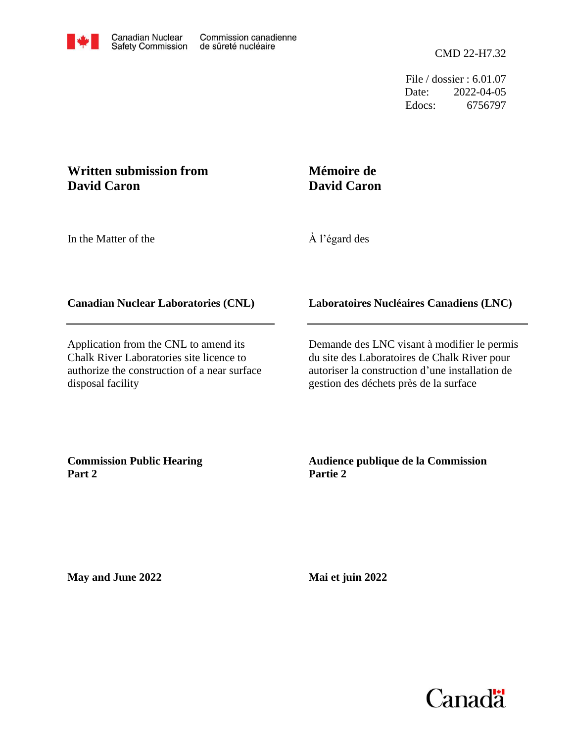Canadian Nuclear Safety Commission / Commission canadienne de sûreté nucléaire

CMD 22-H7.32

File / dossier : 6.01.07
Date: 2022-04-05
Edocs: 6756797

**Written submission from David Caron**

**Mémoire de David Caron**

In the Matter of the

À l'égard des

**Canadian Nuclear Laboratories (CNL)**

**Laboratoires Nucléaires Canadiens (LNC)**

Application from the CNL to amend its Chalk River Laboratories site licence to authorize the construction of a near surface disposal facility

Demande des LNC visant à modifier le permis du site des Laboratoires de Chalk River pour autoriser la construction d'une installation de gestion des déchets près de la surface

**Commission Public Hearing Part 2**

**Audience publique de la Commission Partie 2**

**May and June 2022**

**Mai et juin 2022**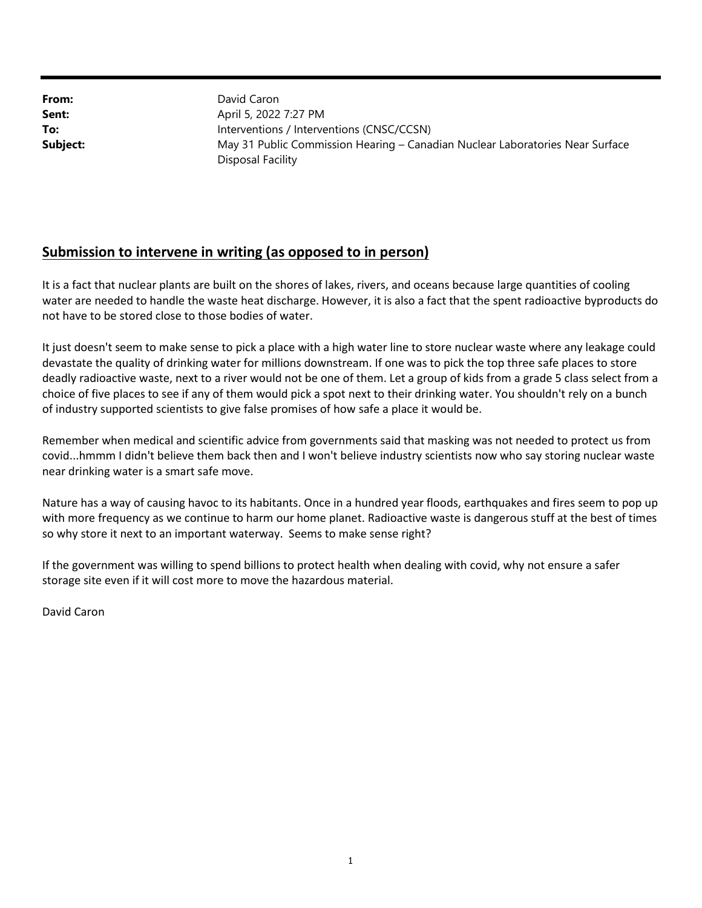**From:** David Caron
**Sent:** April 5, 2022 7:27 PM
**To:** Interventions / Interventions (CNSC/CCSN)
**Subject:** May 31 Public Commission Hearing – Canadian Nuclear Laboratories Near Surface Disposal Facility

## Submission to intervene in writing (as opposed to in person)

It is a fact that nuclear plants are built on the shores of lakes, rivers, and oceans because large quantities of cooling water are needed to handle the waste heat discharge. However, it is also a fact that the spent radioactive byproducts do not have to be stored close to those bodies of water.

It just doesn't seem to make sense to pick a place with a high water line to store nuclear waste where any leakage could devastate the quality of drinking water for millions downstream. If one was to pick the top three safe places to store deadly radioactive waste, next to a river would not be one of them. Let a group of kids from a grade 5 class select from a choice of five places to see if any of them would pick a spot next to their drinking water. You shouldn't rely on a bunch of industry supported scientists to give false promises of how safe a place it would be.

Remember when medical and scientific advice from governments said that masking was not needed to protect us from covid...hmmm I didn't believe them back then and I won't believe industry scientists now who say storing nuclear waste near drinking water is a smart safe move.

Nature has a way of causing havoc to its habitants. Once in a hundred year floods, earthquakes and fires seem to pop up with more frequency as we continue to harm our home planet. Radioactive waste is dangerous stuff at the best of times so why store it next to an important waterway. Seems to make sense right?

If the government was willing to spend billions to protect health when dealing with covid, why not ensure a safer storage site even if it will cost more to move the hazardous material.

David Caron